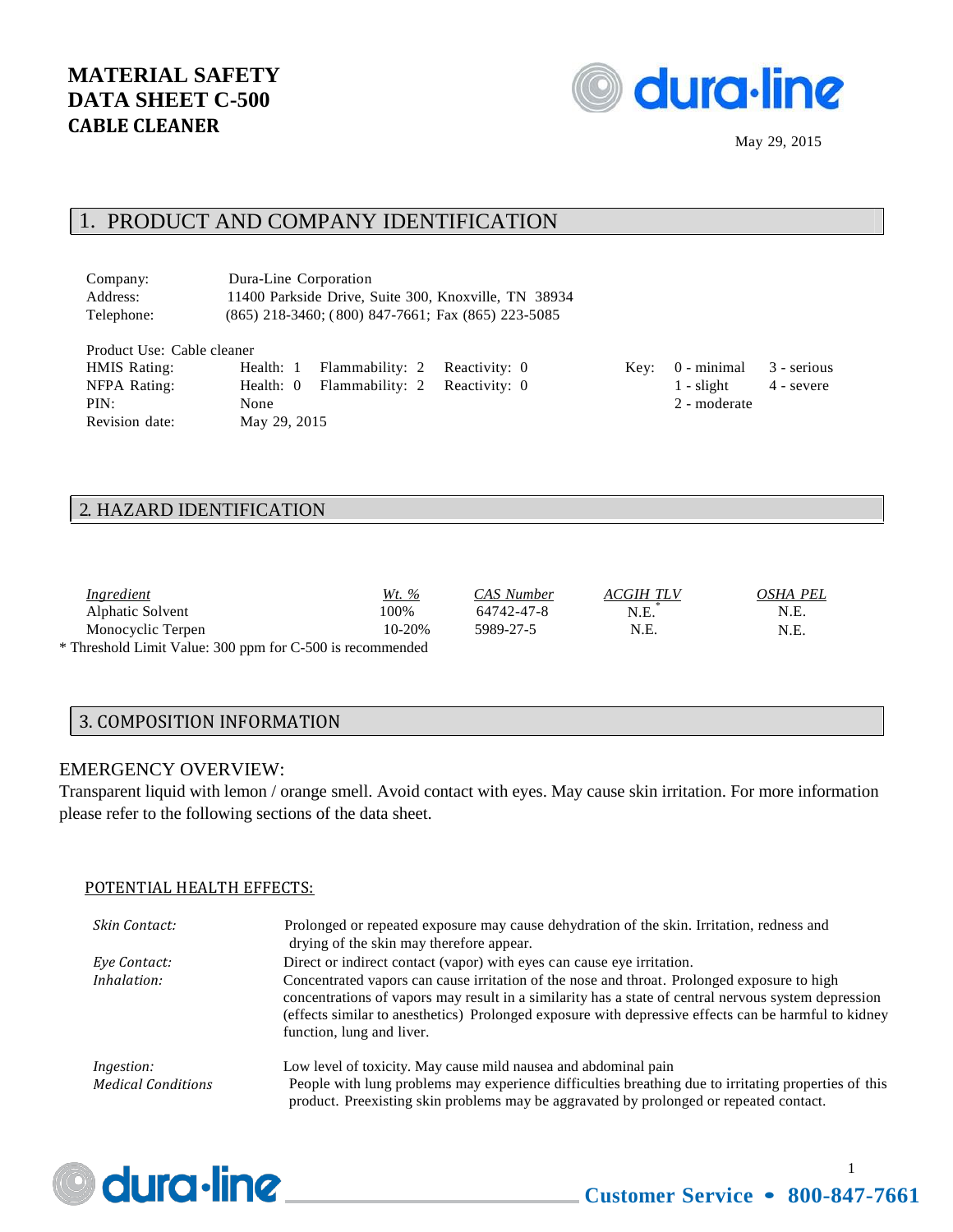# MATERIAL SAFETY DATA SHEET C-500

# CABLE CLEANER

May 29, 2015

## 1. PRODUCT AND COMPANY IDENTIFICATION

Company: Dura-Line Corporation
Address: 11400 Parkside Drive, Suite 300, Knoxville, TN 38934
Telephone: (865) 218-3460; (800) 847-7661; Fax (865) 223-5085

Product Use: Cable cleaner

| | | | |
|---|---|---|---|
| HMIS Rating: | Health: 1 | Flammability: 2 | Reactivity: 0 |
| NFPA Rating: | Health: 0 | Flammability: 2 | Reactivity: 0 |
| PIN: | None | | |
| Revision date: | May 29, 2015 | | |

Key: 0 - minimal, 1 - slight, 2 - moderate, 3 - serious, 4 - severe

## 2. HAZARD IDENTIFICATION

| *Ingredient* | *Wt. %* | *CAS Number* | *ACGIH TLV* | *OSHA PEL* |
|---|---|---|---|---|
| Alphatic Solvent | 100% | 64742-47-8 | N.E.* | N.E. |
| Monocyclic Terpen | 10-20% | 5989-27-5 | N.E. | N.E. |

* Threshold Limit Value: 300 ppm for C-500 is recommended

## 3. COMPOSITION INFORMATION

EMERGENCY OVERVIEW:

Transparent liquid with lemon / orange smell. Avoid contact with eyes. May cause skin irritation. For more information please refer to the following sections of the data sheet.

POTENTIAL HEALTH EFFECTS:

*Skin Contact:* Prolonged or repeated exposure may cause dehydration of the skin. Irritation, redness and drying of the skin may therefore appear.

*Eye Contact:* Direct or indirect contact (vapor) with eyes can cause eye irritation.

*Inhalation:* Concentrated vapors can cause irritation of the nose and throat. Prolonged exposure to high concentrations of vapors may result in a similarity has a state of central nervous system depression (effects similar to anesthetics) Prolonged exposure with depressive effects can be harmful to kidney function, lung and liver.

*Ingestion:* Low level of toxicity. May cause mild nausea and abdominal pain

*Medical Conditions* People with lung problems may experience difficulties breathing due to irritating properties of this product. Preexisting skin problems may be aggravated by prolonged or repeated contact.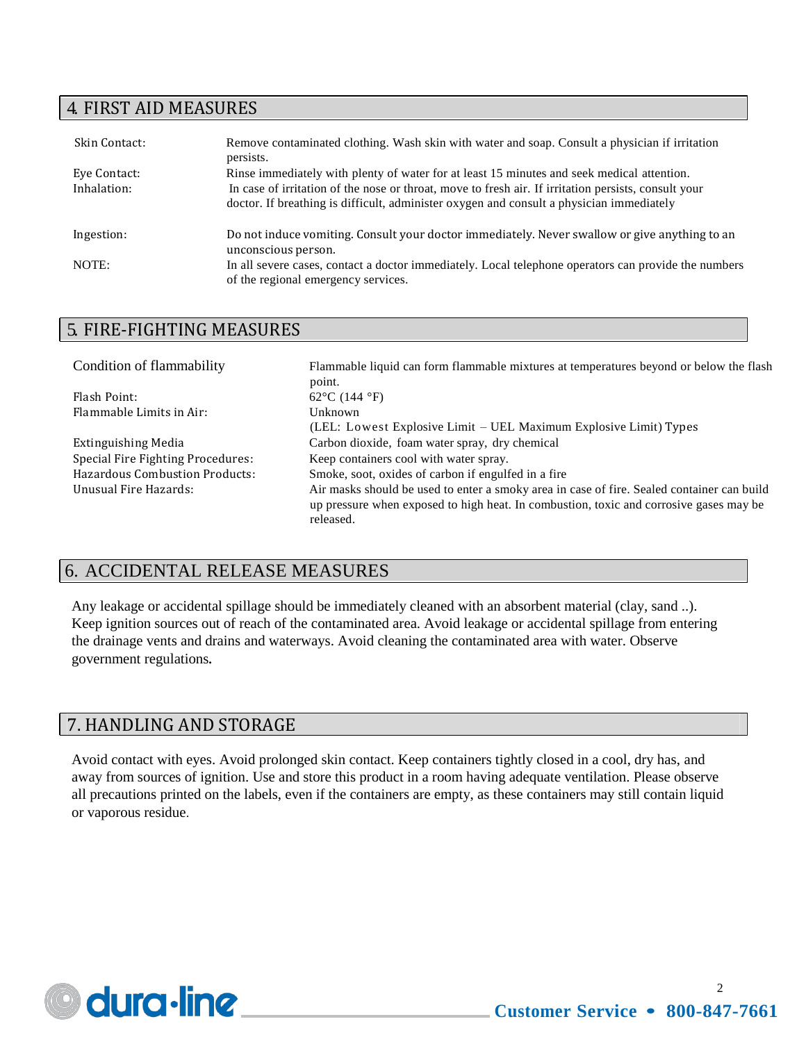## 4. FIRST AID MEASURES

| | |
|---|---|
| Skin Contact: | Remove contaminated clothing. Wash skin with water and soap. Consult a physician if irritation persists. |
| Eye Contact: | Rinse immediately with plenty of water for at least 15 minutes and seek medical attention. |
| Inhalation: | In case of irritation of the nose or throat, move to fresh air. If irritation persists, consult your doctor. If breathing is difficult, administer oxygen and consult a physician immediately |
| Ingestion: | Do not induce vomiting. Consult your doctor immediately. Never swallow or give anything to an unconscious person. |
| NOTE: | In all severe cases, contact a doctor immediately. Local telephone operators can provide the numbers of the regional emergency services. |

## 5. FIRE-FIGHTING MEASURES

| | |
|---|---|
| Condition of flammability | Flammable liquid can form flammable mixtures at temperatures beyond or below the flash point. |
| Flash Point: | 62°C (144 °F) |
| Flammable Limits in Air: | Unknown<br>(LEL: Lowest Explosive Limit – UEL Maximum Explosive Limit) Types |
| Extinguishing Media | Carbon dioxide, foam water spray, dry chemical |
| Special Fire Fighting Procedures: | Keep containers cool with water spray. |
| Hazardous Combustion Products: | Smoke, soot, oxides of carbon if engulfed in a fire |
| Unusual Fire Hazards: | Air masks should be used to enter a smoky area in case of fire. Sealed container can build up pressure when exposed to high heat. In combustion, toxic and corrosive gases may be released. |

## 6. ACCIDENTAL RELEASE MEASURES

Any leakage or accidental spillage should be immediately cleaned with an absorbent material (clay, sand ..). Keep ignition sources out of reach of the contaminated area. Avoid leakage or accidental spillage from entering the drainage vents and drains and waterways. Avoid cleaning the contaminated area with water. Observe government regulations.

## 7. HANDLING AND STORAGE

Avoid contact with eyes. Avoid prolonged skin contact. Keep containers tightly closed in a cool, dry has, and away from sources of ignition. Use and store this product in a room having adequate ventilation. Please observe all precautions printed on the labels, even if the containers are empty, as these containers may still contain liquid or vaporous residue.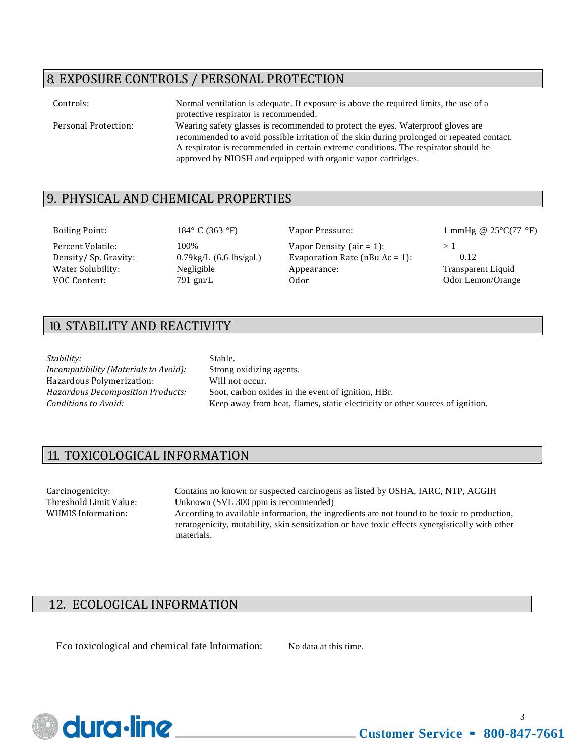## 8. EXPOSURE CONTROLS / PERSONAL PROTECTION

| | |
|---|---|
| Controls: | Normal ventilation is adequate. If exposure is above the required limits, the use of a protective respirator is recommended. |
| Personal Protection: | Wearing safety glasses is recommended to protect the eyes. Waterproof gloves are recommended to avoid possible irritation of the skin during prolonged or repeated contact. A respirator is recommended in certain extreme conditions. The respirator should be approved by NIOSH and equipped with organic vapor cartridges. |

## 9. PHYSICAL AND CHEMICAL PROPERTIES

| | | | |
|---|---|---|---|
| Boiling Point: | 184° C (363 °F) | Vapor Pressure: | 1 mmHg @ 25°C(77 °F) |
| Percent Volatile: | 100% | Vapor Density (air = 1): | > 1 |
| Density/ Sp. Gravity: | 0.79kg/L (6.6 lbs/gal.) | Evaporation Rate (nBu Ac = 1): | 0.12 |
| Water Solubility: | Negligible | Appearance: | Transparent Liquid |
| VOC Content: | 791 gm/L | Odor | Odor Lemon/Orange |

## 10. STABILITY AND REACTIVITY

| | |
|---|---|
| *Stability:* | Stable. |
| *Incompatibility (Materials to Avoid):* | Strong oxidizing agents. |
| Hazardous Polymerization: | Will not occur. |
| *Hazardous Decomposition Products:* | Soot, carbon oxides in the event of ignition, HBr. |
| *Conditions to Avoid:* | Keep away from heat, flames, static electricity or other sources of ignition. |

## 11. TOXICOLOGICAL INFORMATION

| | |
|---|---|
| Carcinogenicity: | Contains no known or suspected carcinogens as listed by OSHA, IARC, NTP, ACGIH |
| Threshold Limit Value: | Unknown (SVL 300 ppm is recommended) |
| WHMIS Information: | According to available information, the ingredients are not found to be toxic to production, teratogenicity, mutability, skin sensitization or have toxic effects synergistically with other materials. |

## 12. ECOLOGICAL INFORMATION

Eco toxicological and chemical fate Information: No data at this time.

dura-line Customer Service • 800-847-7661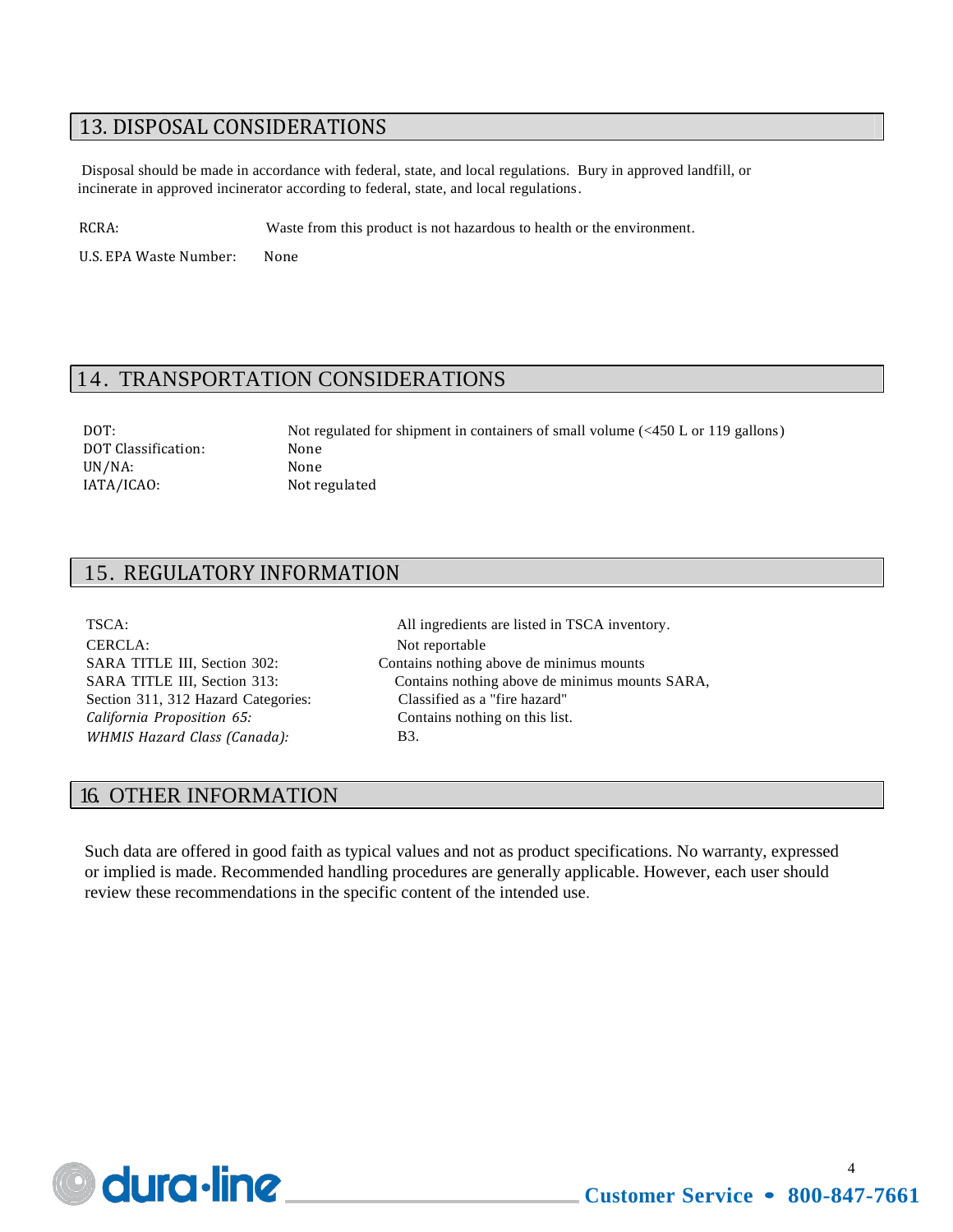## 13. DISPOSAL CONSIDERATIONS

Disposal should be made in accordance with federal, state, and local regulations. Bury in approved landfill, or incinerate in approved incinerator according to federal, state, and local regulations.

| | |
|---|---|
| RCRA: | Waste from this product is not hazardous to health or the environment. |
| U.S. EPA Waste Number: | None |

## 14. TRANSPORTATION CONSIDERATIONS

| | |
|---|---|
| DOT: | Not regulated for shipment in containers of small volume (<450 L or 119 gallons) |
| DOT Classification: | None |
| UN/NA: | None |
| IATA/ICAO: | Not regulated |

## 15. REGULATORY INFORMATION

| | |
|---|---|
| TSCA: | All ingredients are listed in TSCA inventory. |
| CERCLA: | Not reportable |
| SARA TITLE III, Section 302: | Contains nothing above de minimus mounts |
| SARA TITLE III, Section 313: | Contains nothing above de minimus mounts SARA, |
| Section 311, 312 Hazard Categories: | Classified as a "fire hazard" |
| *California Proposition 65:* | Contains nothing on this list. |
| *WHMIS Hazard Class (Canada):* | B3. |

## 16. OTHER INFORMATION

Such data are offered in good faith as typical values and not as product specifications. No warranty, expressed or implied is made. Recommended handling procedures are generally applicable. However, each user should review these recommendations in the specific content of the intended use.

dura-line Customer Service • 800-847-7661